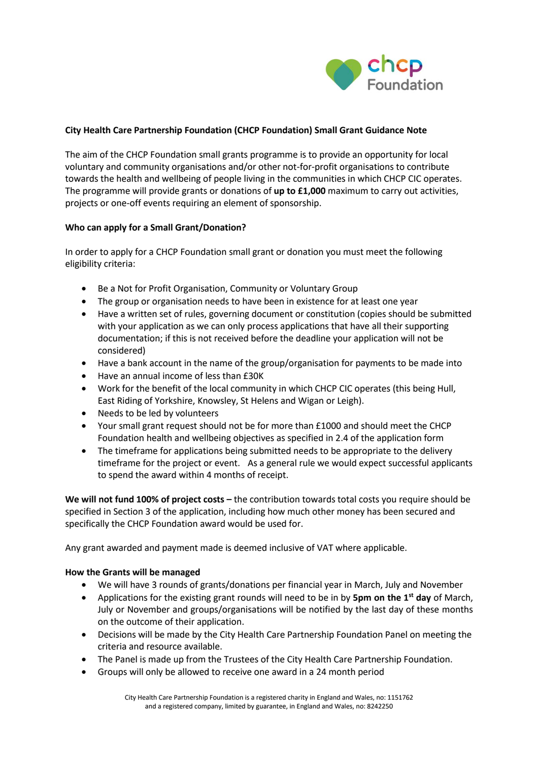**City Health Care Partnership Foundation (CHCP Foundation) Small Grant Guidance Note**

The aim of the CHCP Foundation small grants programme is to provide an opportunity for local voluntary and community organisations and/or other not-for-profit organisations to contribute towards the health and wellbeing of people living in the communities in which CHCP CIC operates. The programme will provide grants or donations of **up to £1,000** maximum to carry out activities, projects or one-off events requiring an element of sponsorship.

**Who can apply for a Small Grant/Donation?**

In order to apply for a CHCP Foundation small grant or donation you must meet the following eligibility criteria:

- Be a Not for Profit Organisation, Community or Voluntary Group
- The group or organisation needs to have been in existence for at least one year
- Have a written set of rules, governing document or constitution (copies should be submitted with your application as we can only process applications that have all their supporting documentation; if this is not received before the deadline your application will not be considered)
- Have a bank account in the name of the group/organisation for payments to be made into
- Have an annual income of less than £30K
- Work for the benefit of the local community in which CHCP CIC operates (this being Hull, East Riding of Yorkshire, Knowsley, St Helens and Wigan or Leigh).
- Needs to be led by volunteers
- Your small grant request should not be for more than £1000 and should meet the CHCP Foundation health and wellbeing objectives as specified in 2.4 of the application form
- The timeframe for applications being submitted needs to be appropriate to the delivery timeframe for the project or event. As a general rule we would expect successful applicants to spend the award within 4 months of receipt.

**We will not fund 100% of project costs –** the contribution towards total costs you require should be specified in Section 3 of the application, including how much other money has been secured and specifically the CHCP Foundation award would be used for.

Any grant awarded and payment made is deemed inclusive of VAT where applicable.

**How the Grants will be managed**

- We will have 3 rounds of grants/donations per financial year in March, July and November
- Applications for the existing grant rounds will need to be in by **5pm on the 1st day** of March, July or November and groups/organisations will be notified by the last day of these months on the outcome of their application.
- Decisions will be made by the City Health Care Partnership Foundation Panel on meeting the criteria and resource available.
- The Panel is made up from the Trustees of the City Health Care Partnership Foundation.
- Groups will only be allowed to receive one award in a 24 month period

City Health Care Partnership Foundation is a registered charity in England and Wales, no: 1151762 and a registered company, limited by guarantee, in England and Wales, no: 8242250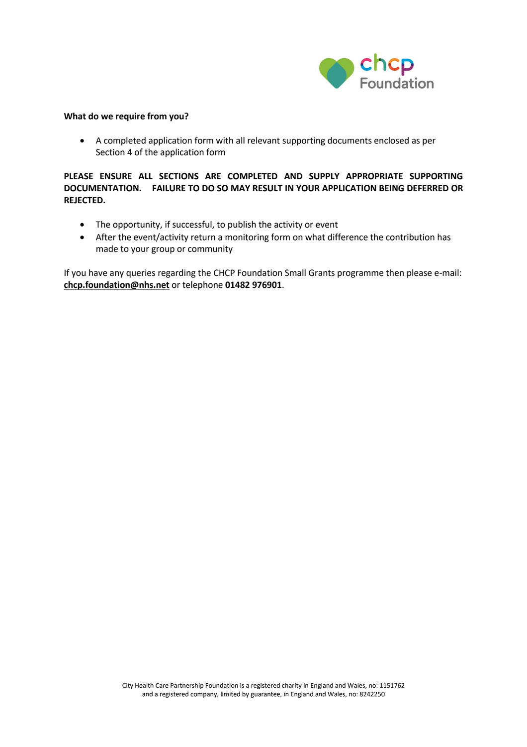**What do we require from you?**

- A completed application form with all relevant supporting documents enclosed as per Section 4 of the application form

**PLEASE ENSURE ALL SECTIONS ARE COMPLETED AND SUPPLY APPROPRIATE SUPPORTING DOCUMENTATION. FAILURE TO DO SO MAY RESULT IN YOUR APPLICATION BEING DEFERRED OR REJECTED.**

- The opportunity, if successful, to publish the activity or event
- After the event/activity return a monitoring form on what difference the contribution has made to your group or community

If you have any queries regarding the CHCP Foundation Small Grants programme then please e-mail: **chcp.foundation@nhs.net** or telephone **01482 976901**.

City Health Care Partnership Foundation is a registered charity in England and Wales, no: 1151762 and a registered company, limited by guarantee, in England and Wales, no: 8242250